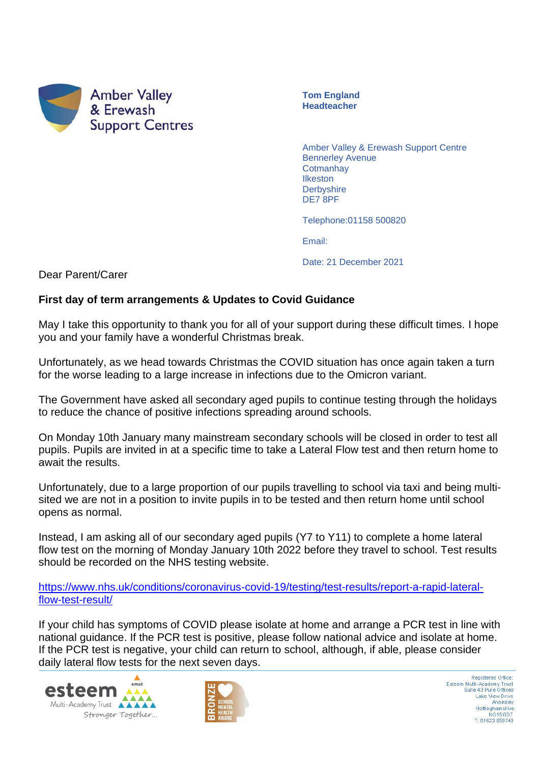Amber Valley & Erewash Support Centres

**Tom England**
**Headteacher**

Amber Valley & Erewash Support Centre
Bennerley Avenue
Cotmanhay
Ilkeston
Derbyshire
DE7 8PF

Telephone:01158 500820

Email:

Date: 21 December 2021

Dear Parent/Carer

**First day of term arrangements & Updates to Covid Guidance**

May I take this opportunity to thank you for all of your support during these difficult times. I hope you and your family have a wonderful Christmas break.

Unfortunately, as we head towards Christmas the COVID situation has once again taken a turn for the worse leading to a large increase in infections due to the Omicron variant.

The Government have asked all secondary aged pupils to continue testing through the holidays to reduce the chance of positive infections spreading around schools.

On Monday 10th January many mainstream secondary schools will be closed in order to test all pupils. Pupils are invited in at a specific time to take a Lateral Flow test and then return home to await the results.

Unfortunately, due to a large proportion of our pupils travelling to school via taxi and being multi-sited we are not in a position to invite pupils in to be tested and then return home until school opens as normal.

Instead, I am asking all of our secondary aged pupils (Y7 to Y11) to complete a home lateral flow test on the morning of Monday January 10th 2022 before they travel to school. Test results should be recorded on the NHS testing website.

https://www.nhs.uk/conditions/coronavirus-covid-19/testing/test-results/report-a-rapid-lateral-flow-test-result/

If your child has symptoms of COVID please isolate at home and arrange a PCR test in line with national guidance. If the PCR test is positive, please follow national advice and isolate at home. If the PCR test is negative, your child can return to school, although, if able, please consider daily lateral flow tests for the next seven days.

esteem Multi-Academy Trust — Stronger Together...

BRONZE SCHOOL MENTAL HEALTH AWARD

Registered Office:
Esteem Multi-Academy Trust
Suite 43 Pure Offices
Lake View Drive
Annesley
Nottinghamshire
NG15 0DT
T: 01623 859749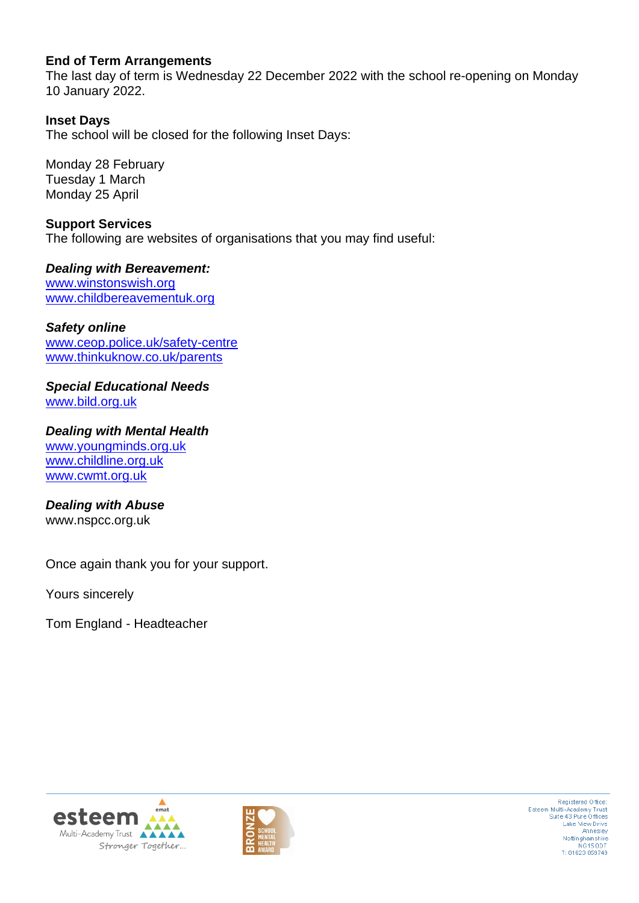**End of Term Arrangements**
The last day of term is Wednesday 22 December 2022 with the school re-opening on Monday 10 January 2022.

**Inset Days**
The school will be closed for the following Inset Days:

Monday 28 February
Tuesday 1 March
Monday 25 April

**Support Services**
The following are websites of organisations that you may find useful:

***Dealing with Bereavement:***
www.winstonswish.org
www.childbereavementuk.org

***Safety online***
www.ceop.police.uk/safety-centre
www.thinkuknow.co.uk/parents

***Special Educational Needs***
www.bild.org.uk

***Dealing with Mental Health***
www.youngminds.org.uk
www.childline.org.uk
www.cwmt.org.uk

***Dealing with Abuse***
www.nspcc.org.uk

Once again thank you for your support.

Yours sincerely

Tom England - Headteacher

esteem Multi-Academy Trust
Stronger Together...

BRONZE SCHOOL MENTAL HEALTH AWARD

Registered Office:
Esteem Multi-Academy Trust
Suite 43 Pure Offices
Lake View Drive
Annesley
Nottinghamshire
NG15 0DT
T: 01623 859749